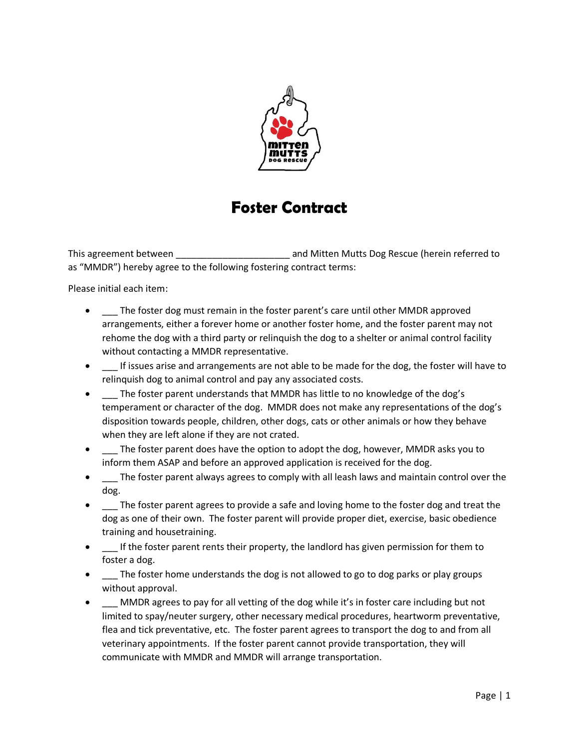# Foster Contract

This agreement between ______________________ and Mitten Mutts Dog Rescue (herein referred to as "MMDR") hereby agree to the following fostering contract terms:

Please initial each item:

- ___ The foster dog must remain in the foster parent's care until other MMDR approved arrangements, either a forever home or another foster home, and the foster parent may not rehome the dog with a third party or relinquish the dog to a shelter or animal control facility without contacting a MMDR representative.
- ___ If issues arise and arrangements are not able to be made for the dog, the foster will have to relinquish dog to animal control and pay any associated costs.
- ___ The foster parent understands that MMDR has little to no knowledge of the dog's temperament or character of the dog. MMDR does not make any representations of the dog's disposition towards people, children, other dogs, cats or other animals or how they behave when they are left alone if they are not crated.
- ___ The foster parent does have the option to adopt the dog, however, MMDR asks you to inform them ASAP and before an approved application is received for the dog.
- ___ The foster parent always agrees to comply with all leash laws and maintain control over the dog.
- ___ The foster parent agrees to provide a safe and loving home to the foster dog and treat the dog as one of their own. The foster parent will provide proper diet, exercise, basic obedience training and housetraining.
- ___ If the foster parent rents their property, the landlord has given permission for them to foster a dog.
- ___ The foster home understands the dog is not allowed to go to dog parks or play groups without approval.
- ___ MMDR agrees to pay for all vetting of the dog while it's in foster care including but not limited to spay/neuter surgery, other necessary medical procedures, heartworm preventative, flea and tick preventative, etc. The foster parent agrees to transport the dog to and from all veterinary appointments. If the foster parent cannot provide transportation, they will communicate with MMDR and MMDR will arrange transportation.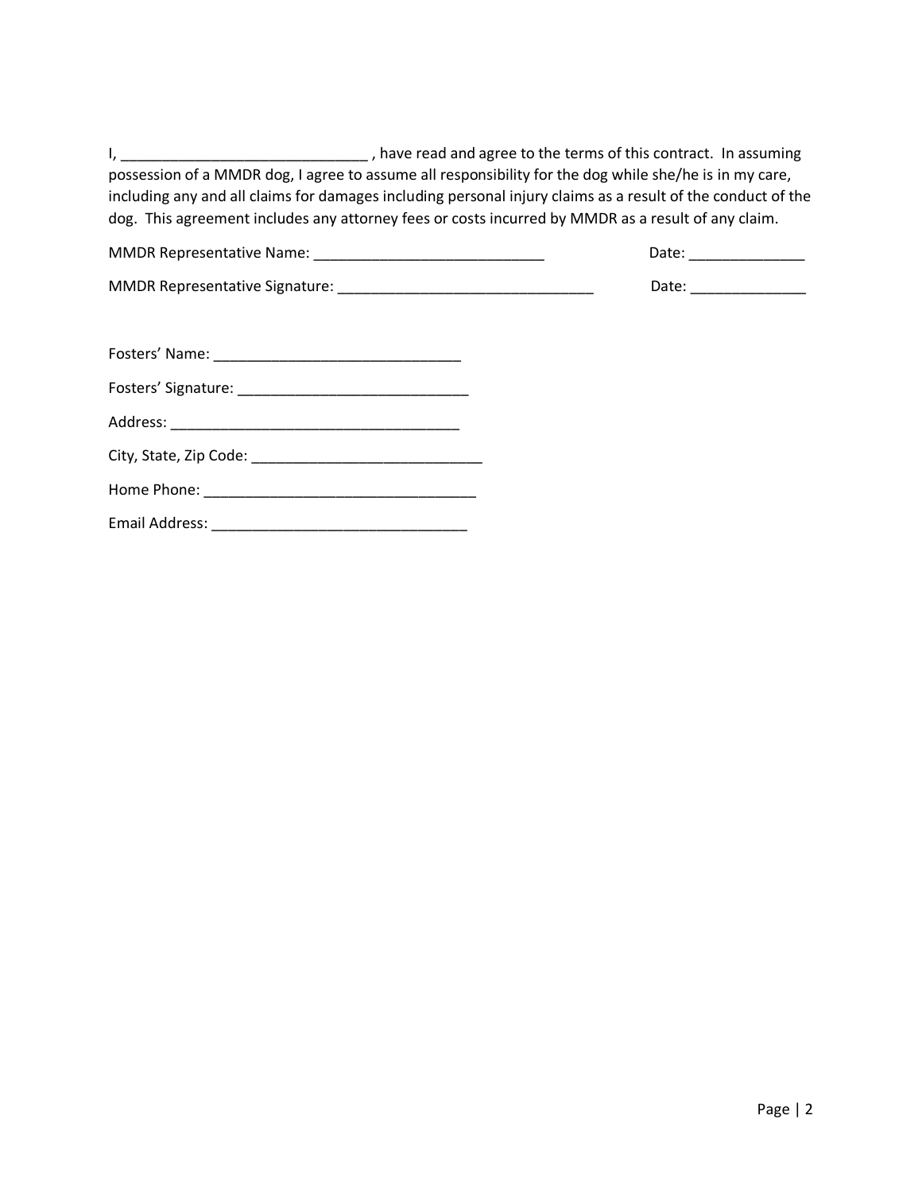I, ______________________________ , have read and agree to the terms of this contract. In assuming possession of a MMDR dog, I agree to assume all responsibility for the dog while she/he is in my care, including any and all claims for damages including personal injury claims as a result of the conduct of the dog. This agreement includes any attorney fees or costs incurred by MMDR as a result of any claim.

MMDR Representative Name: ____________________________ Date: ______________

MMDR Representative Signature: _______________________________ Date: ______________

Fosters' Name: ______________________________

Fosters' Signature: ____________________________

Address: ___________________________________

City, State, Zip Code: ____________________________

Home Phone: _________________________________

Email Address: _______________________________